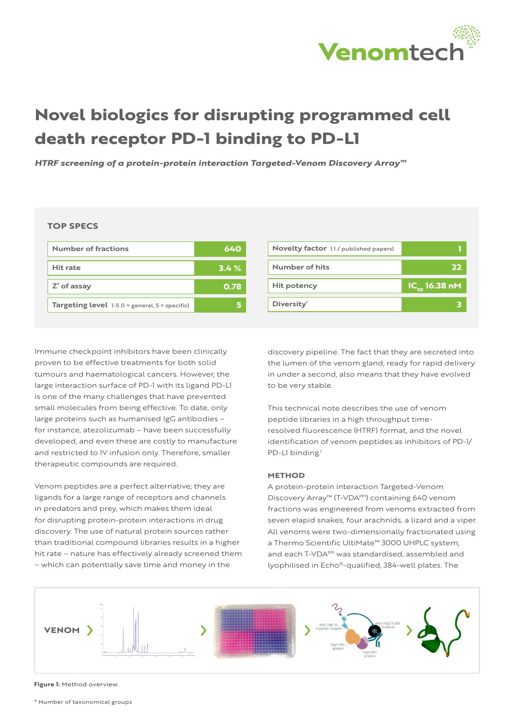# Novel biologics for disrupting programmed cell death receptor PD-1 binding to PD-L1

*HTRF screening of a protein-protein interaction Targeted-Venom Discovery Array™*

**TOP SPECS**

| | |
|---|---|
| Number of fractions | 640 |
| Hit rate | 3.4 % |
| Z′ of assay | 0.78 |
| Targeting level 1-5 (1 = general, 5 = specific) | 5 |

| | |
|---|---|
| Novelty factor (1 / published papers) | 1 |
| Number of hits | 22 |
| Hit potency | $IC_{50}$ 16.38 nM |
| Diversity* | 3 |

Immune checkpoint inhibitors have been clinically proven to be effective treatments for both solid tumours and haematological cancers. However, the large interaction surface of PD-1 with its ligand PD-L1 is one of the many challenges that have prevented small molecules from being effective. To date, only large proteins such as humanised IgG antibodies – for instance, atezolizumab – have been successfully developed, and even these are costly to manufacture and restricted to IV infusion only. Therefore, smaller therapeutic compounds are required.

Venom peptides are a perfect alternative; they are ligands for a large range of receptors and channels in predators and prey, which makes them ideal for disrupting protein-protein interactions in drug discovery. The use of natural protein sources rather than traditional compound libraries results in a higher hit rate – nature has effectively already screened them – which can potentially save time and money in the discovery pipeline. The fact that they are secreted into the lumen of the venom gland, ready for rapid delivery in under a second, also means that they have evolved to be very stable.

This technical note describes the use of venom peptide libraries in a high throughput time-resolved fluorescence (HTRF) format, and the novel identification of venom peptides as inhibitors of PD-1/PD-L1 binding.[1]

**METHOD**

A protein-protein interaction Targeted-Venom Discovery Array™ (T-VDA[PPI]) containing 640 venom fractions was engineered from venoms extracted from seven elapid snakes, four arachnids, a lizard and a viper. All venoms were two-dimensionally fractionated using a Thermo Scientific UltiMate™ 3000 UHPLC system, and each T-VDA[PPI] was standardised, assembled and lyophilised in Echo®-qualified, 384-well plates. The

VENOM › › › ›

**Figure 1:** Method overview.

\* Number of taxonomical groups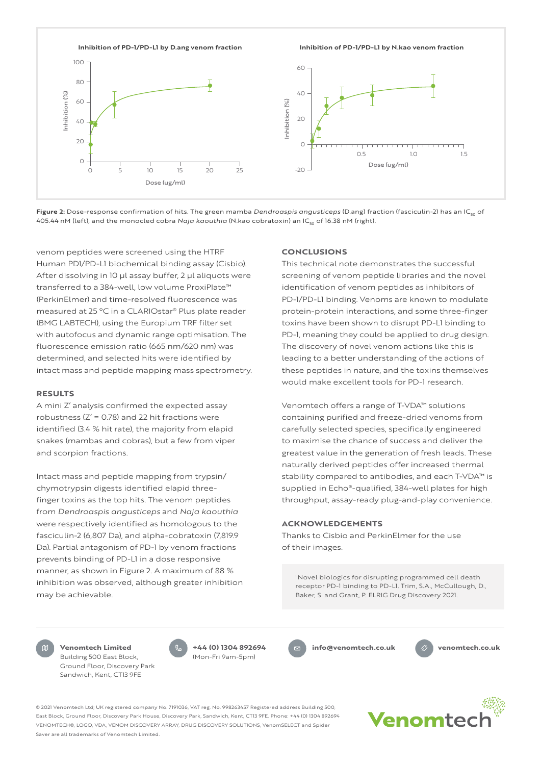**Inhibition of PD-1/PD-L1 by D.ang venom fraction**

Inhibition (%)

100
80
60
40
20
0

0 5 10 15 20 25

Dose (ug/ml)

**Inhibition of PD-1/PD-L1 by N.kao venom fraction**

Inhibition (%)

60
40
20
0
-20

0.5 1.0 1.5

Dose (ug/ml)

**Figure 2:** Dose-response confirmation of hits. The green mamba *Dendroaspis angusticeps* (D.ang) fraction (fasciculin-2) has an $IC_{50}$ of 405.44 nM (left), and the monocled cobra *Naja kaouthia* (N.kao cobratoxin) an $IC_{50}$ of 16.38 nM (right).

venom peptides were screened using the HTRF Human PD1/PD-L1 biochemical binding assay (Cisbio). After dissolving in 10 µl assay buffer, 2 µl aliquots were transferred to a 384-well, low volume ProxiPlate™ (PerkinElmer) and time-resolved fluorescence was measured at 25 °C in a CLARIOstar® Plus plate reader (BMG LABTECH), using the Europium TRF filter set with autofocus and dynamic range optimisation. The fluorescence emission ratio (665 nm/620 nm) was determined, and selected hits were identified by intact mass and peptide mapping mass spectrometry.

## RESULTS

A mini Z' analysis confirmed the expected assay robustness (Z' = 0.78) and 22 hit fractions were identified (3.4 % hit rate), the majority from elapid snakes (mambas and cobras), but a few from viper and scorpion fractions.

Intact mass and peptide mapping from trypsin/chymotrypsin digests identified elapid three-finger toxins as the top hits. The venom peptides from *Dendroaspis angusticeps* and *Naja kaouthia* were respectively identified as homologous to the fasciculin-2 (6,807 Da), and alpha-cobratoxin (7,819.9 Da). Partial antagonism of PD-1 by venom fractions prevents binding of PD-L1 in a dose responsive manner, as shown in Figure 2. A maximum of 88 % inhibition was observed, although greater inhibition may be achievable.

## CONCLUSIONS

This technical note demonstrates the successful screening of venom peptide libraries and the novel identification of venom peptides as inhibitors of PD-1/PD-L1 binding. Venoms are known to modulate protein-protein interactions, and some three-finger toxins have been shown to disrupt PD-L1 binding to PD-1, meaning they could be applied to drug design. The discovery of novel venom actions like this is leading to a better understanding of the actions of these peptides in nature, and the toxins themselves would make excellent tools for PD-1 research.

Venomtech offers a range of T-VDA™ solutions containing purified and freeze-dried venoms from carefully selected species, specifically engineered to maximise the chance of success and deliver the greatest value in the generation of fresh leads. These naturally derived peptides offer increased thermal stability compared to antibodies, and each T-VDA™ is supplied in Echo®-qualified, 384-well plates for high throughput, assay-ready plug-and-play convenience.

## ACKNOWLEDGEMENTS

Thanks to Cisbio and PerkinElmer for the use of their images.

[1] Novel biologics for disrupting programmed cell death receptor PD-1 binding to PD-L1. Trim, S.A., McCullough, D., Baker, S. and Grant, P. ELRIG Drug Discovery 2021.

**Venomtech Limited**
Building 500 East Block,
Ground Floor, Discovery Park
Sandwich, Kent, CT13 9FE

**+44 (0) 1304 892694**
(Mon-Fri 9am-5pm)

**info@venomtech.co.uk**

**venomtech.co.uk**

© 2021 Venomtech Ltd; UK registered company No. 7191036, VAT reg. No. 998263457 Registered address Building 500, East Block, Ground Floor, Discovery Park House, Discovery Park, Sandwich, Kent, CT13 9FE. Phone: +44 (0) 1304 892694 VENOMTECH®, LOGO, VDA, VENOM DISCOVERY ARRAY, DRUG DISCOVERY SOLUTIONS, VenomSELECT and Spider Saver are all trademarks of Venomtech Limited.

Venomtech